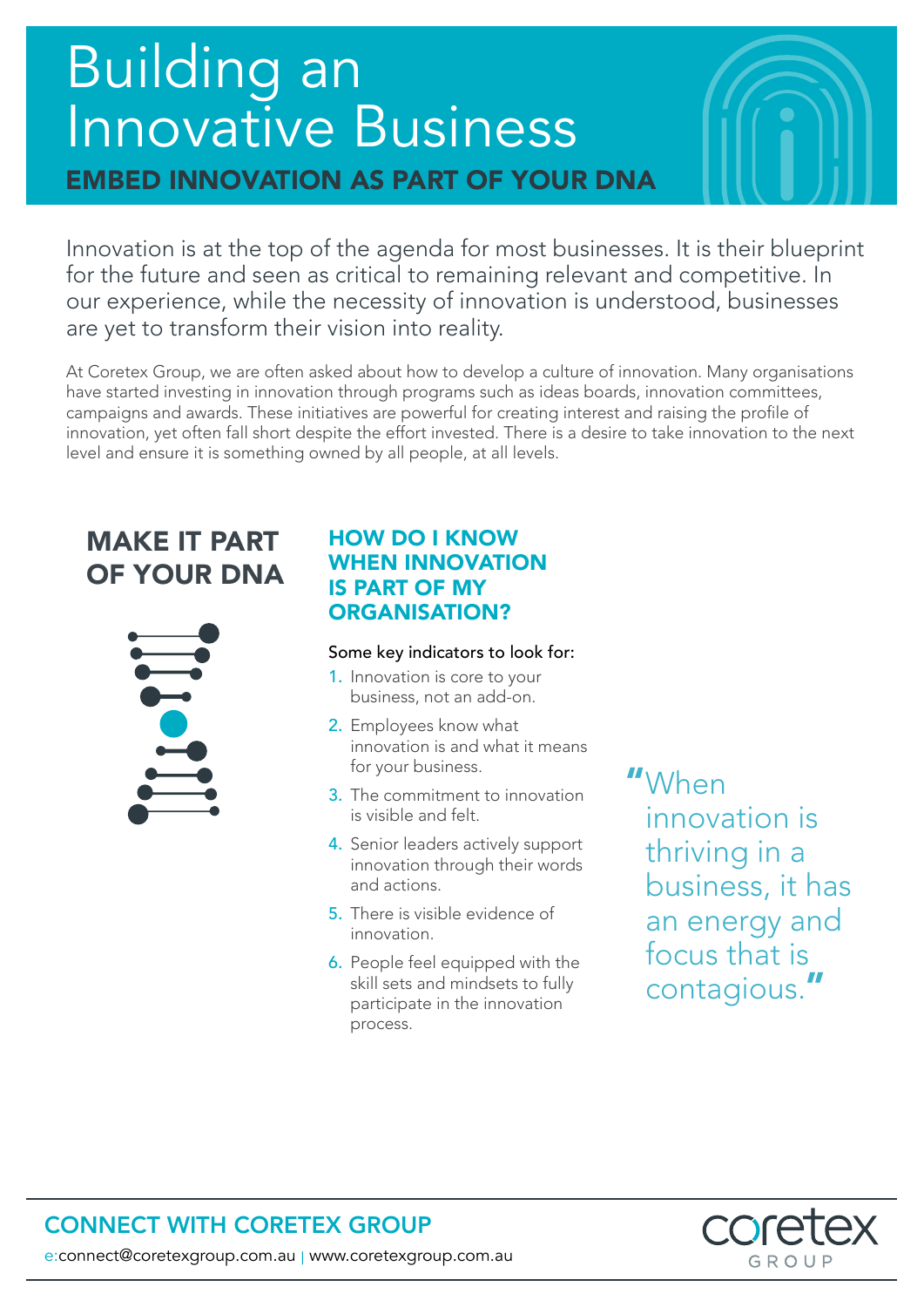# Building an Innovative Business

## EMBED INNOVATION AS PART OF YOUR DNA

Innovation is at the top of the agenda for most businesses. It is their blueprint for the future and seen as critical to remaining relevant and competitive. In our experience, while the necessity of innovation is understood, businesses are yet to transform their vision into reality.

At Coretex Group, we are often asked about how to develop a culture of innovation. Many organisations have started investing in innovation through programs such as ideas boards, innovation committees, campaigns and awards. These initiatives are powerful for creating interest and raising the profile of innovation, yet often fall short despite the effort invested. There is a desire to take innovation to the next level and ensure it is something owned by all people, at all levels.

## MAKE IT PART OF YOUR DNA

### HOW DO I KNOW WHEN INNOVATION IS PART OF MY ORGANISATION?

Some key indicators to look for:

1. Innovation is core to your business, not an add-on.
2. Employees know what innovation is and what it means for your business.
3. The commitment to innovation is visible and felt.
4. Senior leaders actively support innovation through their words and actions.
5. There is visible evidence of innovation.
6. People feel equipped with the skill sets and mindsets to fully participate in the innovation process.

> "When innovation is thriving in a business, it has an energy and focus that is contagious."

## CONNECT WITH CORETEX GROUP

e:connect@coretexgroup.com.au | www.coretexgroup.com.au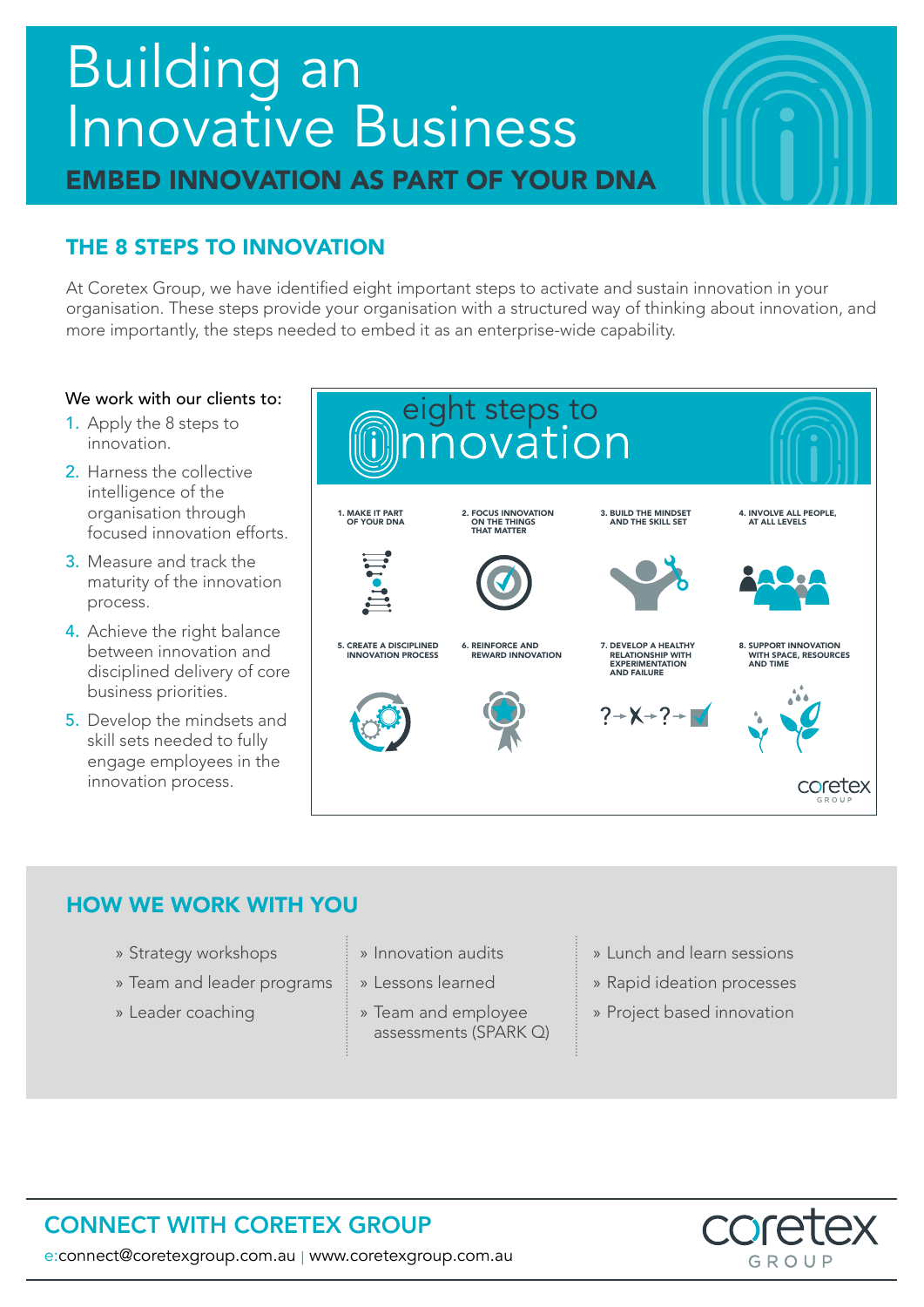# Building an Innovative Business

## EMBED INNOVATION AS PART OF YOUR DNA

## THE 8 STEPS TO INNOVATION

At Coretex Group, we have identified eight important steps to activate and sustain innovation in your organisation. These steps provide your organisation with a structured way of thinking about innovation, and more importantly, the steps needed to embed it as an enterprise-wide capability.

We work with our clients to:

1. Apply the 8 steps to innovation.
2. Harness the collective intelligence of the organisation through focused innovation efforts.
3. Measure and track the maturity of the innovation process.
4. Achieve the right balance between innovation and disciplined delivery of core business priorities.
5. Develop the mindsets and skill sets needed to fully engage employees in the innovation process.

eight steps to innovation

1. MAKE IT PART OF YOUR DNA
2. FOCUS INNOVATION ON THE THINGS THAT MATTER
3. BUILD THE MINDSET AND THE SKILL SET
4. INVOLVE ALL PEOPLE, AT ALL LEVELS
5. CREATE A DISCIPLINED INNOVATION PROCESS
6. REINFORCE AND REWARD INNOVATION
7. DEVELOP A HEALTHY RELATIONSHIP WITH EXPERIMENTATION AND FAILURE
8. SUPPORT INNOVATION WITH SPACE, RESOURCES AND TIME

coretex GROUP

## HOW WE WORK WITH YOU

- » Strategy workshops
- » Team and leader programs
- » Leader coaching
- » Innovation audits
- » Lessons learned
- » Team and employee assessments (SPARK Q)
- » Lunch and learn sessions
- » Rapid ideation processes
- » Project based innovation

## CONNECT WITH CORETEX GROUP

e:connect@coretexgroup.com.au | www.coretexgroup.com.au

coretex GROUP